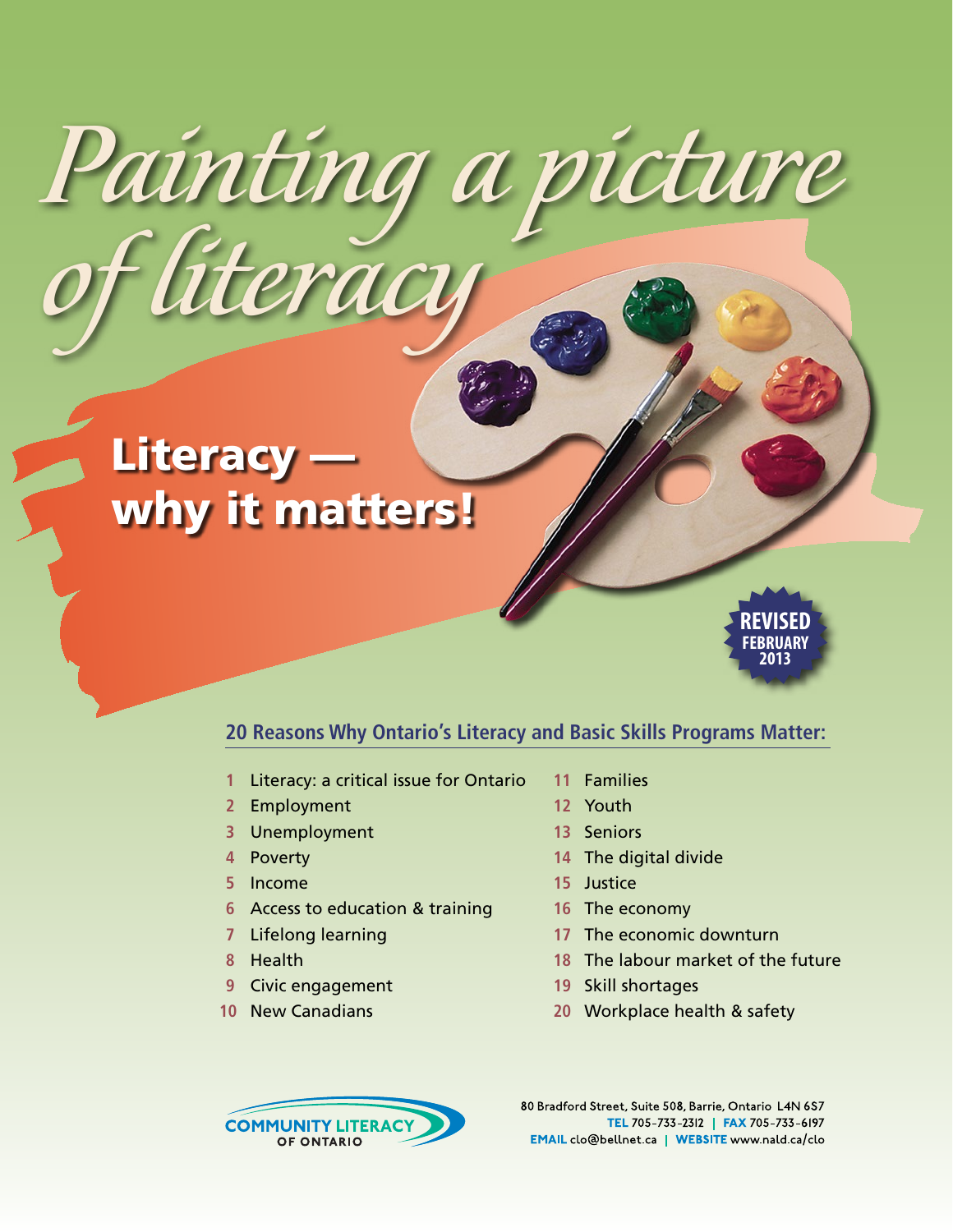# Painting a picture of literacy

## Literacy — why it matters!

REVISED FEBRUARY 2013

### 20 Reasons Why Ontario's Literacy and Basic Skills Programs Matter:

1. Literacy: a critical issue for Ontario
2. Employment
3. Unemployment
4. Poverty
5. Income
6. Access to education & training
7. Lifelong learning
8. Health
9. Civic engagement
10. New Canadians
11. Families
12. Youth
13. Seniors
14. The digital divide
15. Justice
16. The economy
17. The economic downturn
18. The labour market of the future
19. Skill shortages
20. Workplace health & safety

COMMUNITY LITERACY OF ONTARIO

80 Bradford Street, Suite 508, Barrie, Ontario L4N 6S7
**TEL** 705-733-2312 | **FAX** 705-733-6197
**EMAIL** clo@bellnet.ca | **WEBSITE** www.nald.ca/clo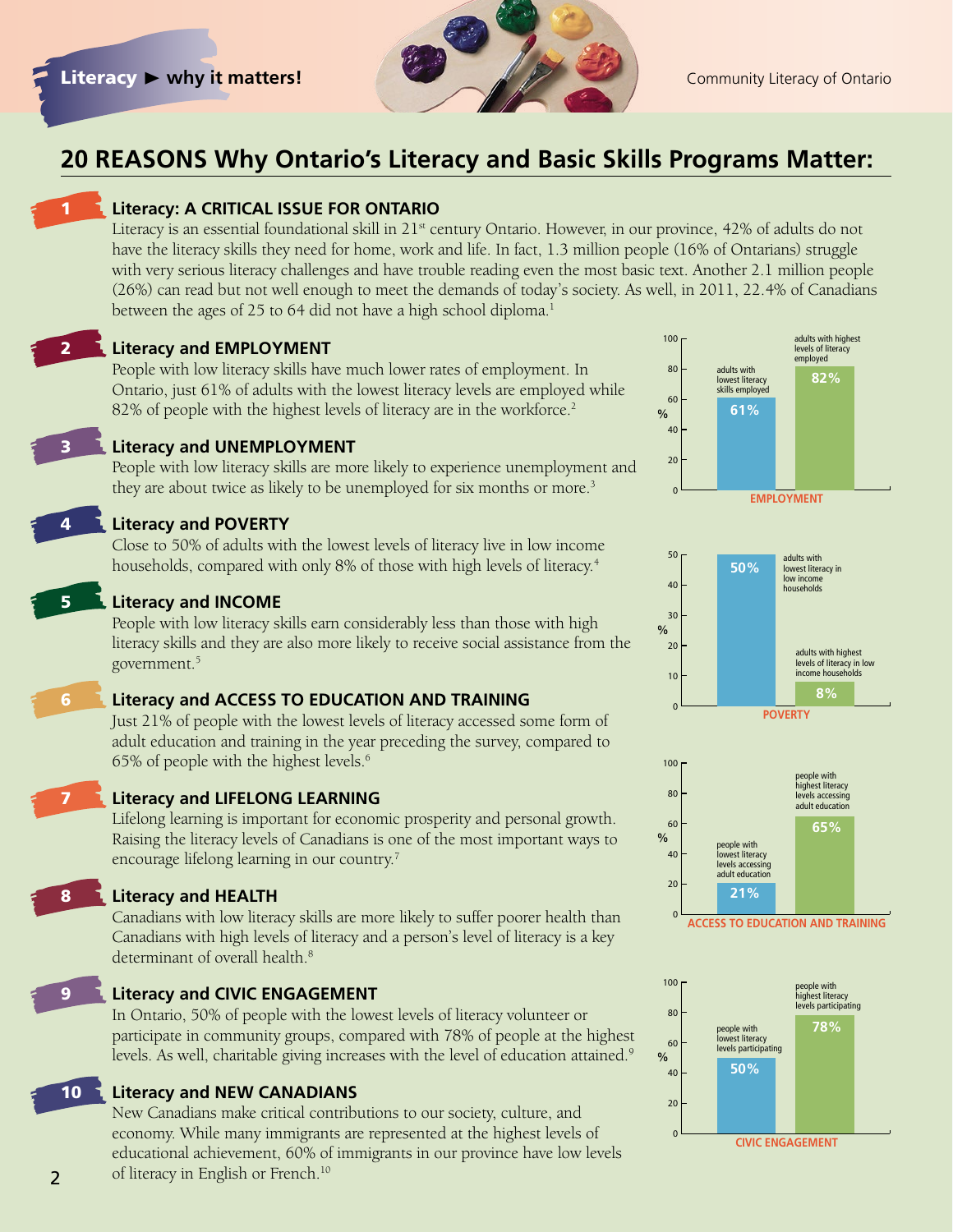## 20 REASONS Why Ontario's Literacy and Basic Skills Programs Matter:

### 1 Literacy: A CRITICAL ISSUE FOR ONTARIO

Literacy is an essential foundational skill in 21st century Ontario. However, in our province, 42% of adults do not have the literacy skills they need for home, work and life. In fact, 1.3 million people (16% of Ontarians) struggle with very serious literacy challenges and have trouble reading even the most basic text. Another 2.1 million people (26%) can read but not well enough to meet the demands of today's society. As well, in 2011, 22.4% of Canadians between the ages of 25 to 64 did not have a high school diploma.[1]

### 2 Literacy and EMPLOYMENT

People with low literacy skills have much lower rates of employment. In Ontario, just 61% of adults with the lowest literacy levels are employed while 82% of people with the highest levels of literacy are in the workforce.[2]

**EMPLOYMENT**

| | % |
|---|---|
| adults with lowest literacy skills employed | 61% |
| adults with highest levels of literacy employed | 82% |

### 3 Literacy and UNEMPLOYMENT

People with low literacy skills are more likely to experience unemployment and they are about twice as likely to be unemployed for six months or more.[3]

### 4 Literacy and POVERTY

Close to 50% of adults with the lowest levels of literacy live in low income households, compared with only 8% of those with high levels of literacy.[4]

**POVERTY**

| | % |
|---|---|
| adults with lowest literacy in low income households | 50% |
| adults with highest levels of literacy in low income households | 8% |

### 5 Literacy and INCOME

People with low literacy skills earn considerably less than those with high literacy skills and they are also more likely to receive social assistance from the government.[5]

### 6 Literacy and ACCESS TO EDUCATION AND TRAINING

Just 21% of people with the lowest levels of literacy accessed some form of adult education and training in the year preceding the survey, compared to 65% of people with the highest levels.[6]

**ACCESS TO EDUCATION AND TRAINING**

| | % |
|---|---|
| people with lowest literacy levels accessing adult education | 21% |
| people with highest literacy levels accessing adult education | 65% |

### 7 Literacy and LIFELONG LEARNING

Lifelong learning is important for economic prosperity and personal growth. Raising the literacy levels of Canadians is one of the most important ways to encourage lifelong learning in our country.[7]

### 8 Literacy and HEALTH

Canadians with low literacy skills are more likely to suffer poorer health than Canadians with high levels of literacy and a person's level of literacy is a key determinant of overall health.[8]

### 9 Literacy and CIVIC ENGAGEMENT

In Ontario, 50% of people with the lowest levels of literacy volunteer or participate in community groups, compared with 78% of people at the highest levels. As well, charitable giving increases with the level of education attained.[9]

**CIVIC ENGAGEMENT**

| | % |
|---|---|
| people with lowest literacy levels participating | 50% |
| people with highest literacy levels participating | 78% |

### 10 Literacy and NEW CANADIANS

New Canadians make critical contributions to our society, culture, and economy. While many immigrants are represented at the highest levels of educational achievement, 60% of immigrants in our province have low levels of literacy in English or French.[10]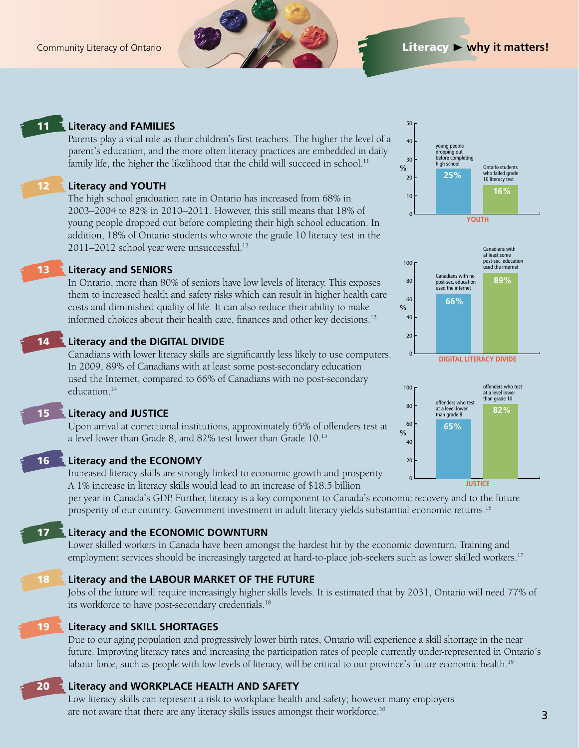## 11 Literacy and FAMILIES

Parents play a vital role as their children's first teachers. The higher the level of a parent's education, and the more often literacy practices are embedded in daily family life, the higher the likelihood that the child will succeed in school.[11]

## 12 Literacy and YOUTH

The high school graduation rate in Ontario has increased from 68% in 2003–2004 to 82% in 2010–2011. However, this still means that 18% of young people dropped out before completing their high school education. In addition, 18% of Ontario students who wrote the grade 10 literacy test in the 2011–2012 school year were unsuccessful.[12]

**YOUTH**

| | % |
|---|---|
| young people dropping out before completing high school | 25% |
| Ontario students who failed grade 10 literacy test | 16% |

## 13 Literacy and SENIORS

In Ontario, more than 80% of seniors have low levels of literacy. This exposes them to increased health and safety risks which can result in higher health care costs and diminished quality of life. It can also reduce their ability to make informed choices about their health care, finances and other key decisions.[13]

## 14 Literacy and the DIGITAL DIVIDE

Canadians with lower literacy skills are significantly less likely to use computers. In 2009, 89% of Canadians with at least some post-secondary education used the Internet, compared to 66% of Canadians with no post-secondary education.[14]

**DIGITAL LITERACY DIVIDE**

| | % |
|---|---|
| Canadians with no post-sec. education used the internet | 66% |
| Canadians with at least some post-sec. education used the internet | 89% |

## 15 Literacy and JUSTICE

Upon arrival at correctional institutions, approximately 65% of offenders test at a level lower than Grade 8, and 82% test lower than Grade 10.[15]

**JUSTICE**

| | % |
|---|---|
| offenders who test at a level lower than grade 8 | 65% |
| offenders who test at a level lower than grade 10 | 82% |

## 16 Literacy and the ECONOMY

Increased literacy skills are strongly linked to economic growth and prosperity. A 1% increase in literacy skills would lead to an increase of $18.5 billion per year in Canada's GDP. Further, literacy is a key component to Canada's economic recovery and to the future prosperity of our country. Government investment in adult literacy yields substantial economic returns.[16]

## 17 Literacy and the ECONOMIC DOWNTURN

Lower skilled workers in Canada have been amongst the hardest hit by the economic downturn. Training and employment services should be increasingly targeted at hard-to-place job-seekers such as lower skilled workers.[17]

## 18 Literacy and the LABOUR MARKET OF THE FUTURE

Jobs of the future will require increasingly higher skills levels. It is estimated that by 2031, Ontario will need 77% of its workforce to have post-secondary credentials.[18]

## 19 Literacy and SKILL SHORTAGES

Due to our aging population and progressively lower birth rates, Ontario will experience a skill shortage in the near future. Improving literacy rates and increasing the participation rates of people currently under-represented in Ontario's labour force, such as people with low levels of literacy, will be critical to our province's future economic health.[19]

## 20 Literacy and WORKPLACE HEALTH AND SAFETY

Low literacy skills can represent a risk to workplace health and safety; however many employers are not aware that there are any literacy skills issues amongst their workforce.[20]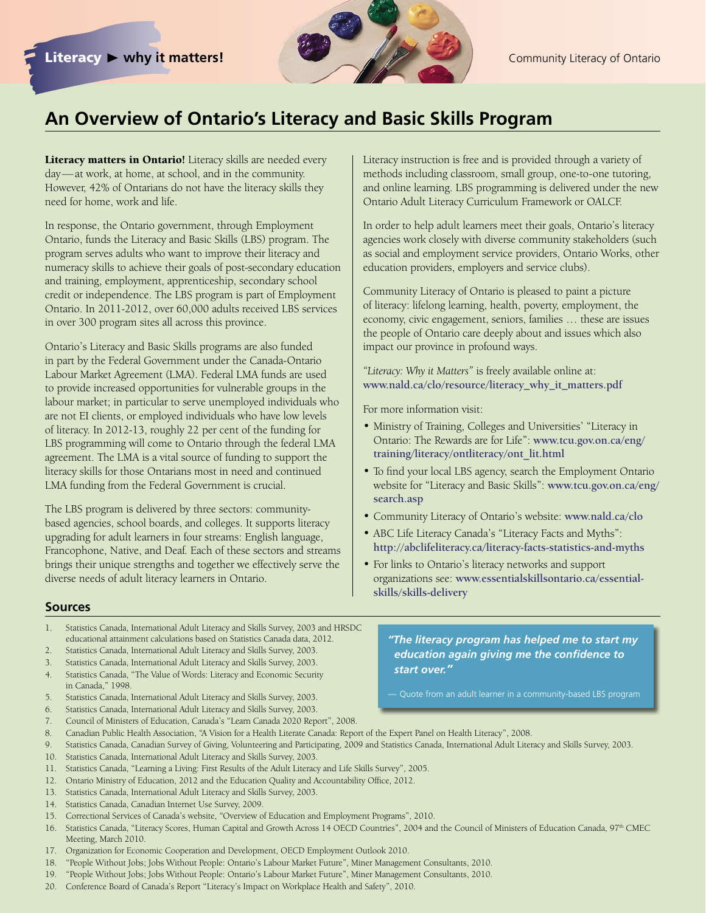# An Overview of Ontario's Literacy and Basic Skills Program

**Literacy matters in Ontario!** Literacy skills are needed every day—at work, at home, at school, and in the community. However, 42% of Ontarians do not have the literacy skills they need for home, work and life.

In response, the Ontario government, through Employment Ontario, funds the Literacy and Basic Skills (LBS) program. The program serves adults who want to improve their literacy and numeracy skills to achieve their goals of post-secondary education and training, employment, apprenticeship, secondary school credit or independence. The LBS program is part of Employment Ontario. In 2011-2012, over 60,000 adults received LBS services in over 300 program sites all across this province.

Ontario's Literacy and Basic Skills programs are also funded in part by the Federal Government under the Canada-Ontario Labour Market Agreement (LMA). Federal LMA funds are used to provide increased opportunities for vulnerable groups in the labour market; in particular to serve unemployed individuals who are not EI clients, or employed individuals who have low levels of literacy. In 2012-13, roughly 22 per cent of the funding for LBS programming will come to Ontario through the federal LMA agreement. The LMA is a vital source of funding to support the literacy skills for those Ontarians most in need and continued LMA funding from the Federal Government is crucial.

The LBS program is delivered by three sectors: community-based agencies, school boards, and colleges. It supports literacy upgrading for adult learners in four streams: English language, Francophone, Native, and Deaf. Each of these sectors and streams brings their unique strengths and together we effectively serve the diverse needs of adult literacy learners in Ontario.

Literacy instruction is free and is provided through a variety of methods including classroom, small group, one-to-one tutoring, and online learning. LBS programming is delivered under the new Ontario Adult Literacy Curriculum Framework or OALCF.

In order to help adult learners meet their goals, Ontario's literacy agencies work closely with diverse community stakeholders (such as social and employment service providers, Ontario Works, other education providers, employers and service clubs).

Community Literacy of Ontario is pleased to paint a picture of literacy: lifelong learning, health, poverty, employment, the economy, civic engagement, seniors, families … these are issues the people of Ontario care deeply about and issues which also impact our province in profound ways.

*"Literacy: Why it Matters"* is freely available online at: **www.nald.ca/clo/resource/literacy_why_it_matters.pdf**

For more information visit:

- Ministry of Training, Colleges and Universities' "Literacy in Ontario: The Rewards are for Life": **www.tcu.gov.on.ca/eng/training/literacy/ontliteracy/ont_lit.html**
- To find your local LBS agency, search the Employment Ontario website for "Literacy and Basic Skills": **www.tcu.gov.on.ca/eng/search.asp**
- Community Literacy of Ontario's website: **www.nald.ca/clo**
- ABC Life Literacy Canada's "Literacy Facts and Myths": **http://abclifeliteracy.ca/literacy-facts-statistics-and-myths**
- For links to Ontario's literacy networks and support organizations see: **www.essentialskillsontario.ca/essential-skills/skills-delivery**

> ***"The literacy program has helped me to start my education again giving me the confidence to start over."***
>
> — Quote from an adult learner in a community-based LBS program

## Sources

1. Statistics Canada, International Adult Literacy and Skills Survey, 2003 and HRSDC educational attainment calculations based on Statistics Canada data, 2012.
2. Statistics Canada, International Adult Literacy and Skills Survey, 2003.
3. Statistics Canada, International Adult Literacy and Skills Survey, 2003.
4. Statistics Canada, "The Value of Words: Literacy and Economic Security in Canada," 1998.
5. Statistics Canada, International Adult Literacy and Skills Survey, 2003.
6. Statistics Canada, International Adult Literacy and Skills Survey, 2003.
7. Council of Ministers of Education, Canada's "Learn Canada 2020 Report", 2008.
8. Canadian Public Health Association, "A Vision for a Health Literate Canada: Report of the Expert Panel on Health Literacy", 2008.
9. Statistics Canada, Canadian Survey of Giving, Volunteering and Participating, 2009 and Statistics Canada, International Adult Literacy and Skills Survey, 2003.
10. Statistics Canada, International Adult Literacy and Skills Survey, 2003.
11. Statistics Canada, "Learning a Living: First Results of the Adult Literacy and Life Skills Survey", 2005.
12. Ontario Ministry of Education, 2012 and the Education Quality and Accountability Office, 2012.
13. Statistics Canada, International Adult Literacy and Skills Survey, 2003.
14. Statistics Canada, Canadian Internet Use Survey, 2009.
15. Correctional Services of Canada's website, "Overview of Education and Employment Programs", 2010.
16. Statistics Canada, "Literacy Scores, Human Capital and Growth Across 14 OECD Countries", 2004 and the Council of Ministers of Education Canada, 97th CMEC Meeting, March 2010.
17. Organization for Economic Cooperation and Development, OECD Employment Outlook 2010.
18. "People Without Jobs; Jobs Without People: Ontario's Labour Market Future", Miner Management Consultants, 2010.
19. "People Without Jobs; Jobs Without People: Ontario's Labour Market Future", Miner Management Consultants, 2010.
20. Conference Board of Canada's Report "Literacy's Impact on Workplace Health and Safety", 2010.